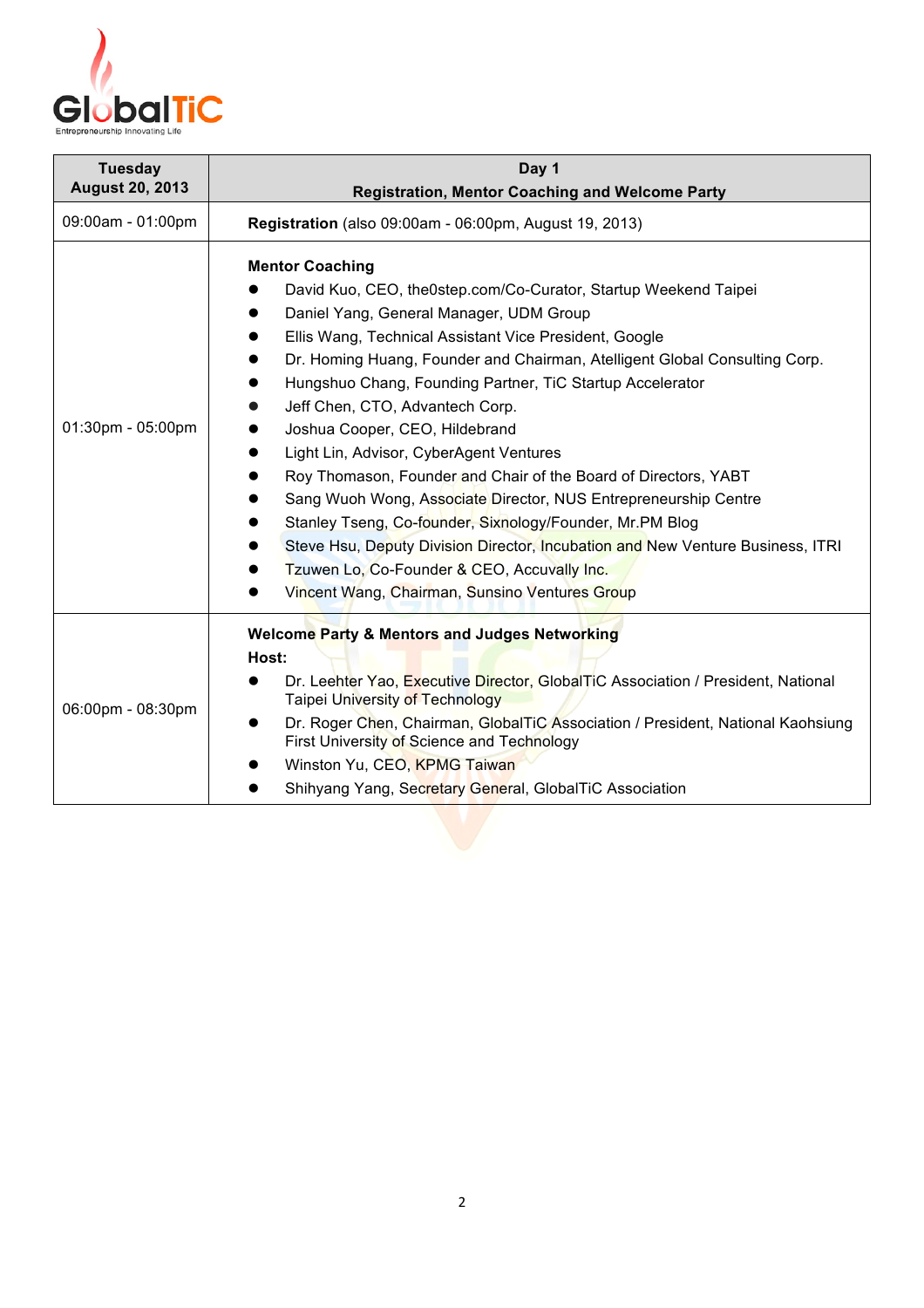| Tuesday<br>August 20, 2013 | Day 1<br>Registration, Mentor Coaching and Welcome Party |
|---|---|
| 09:00am - 01:00pm | **Registration** (also 09:00am - 06:00pm, August 19, 2013) |
| 01:30pm - 05:00pm | **Mentor Coaching**<br>● David Kuo, CEO, the0step.com/Co-Curator, Startup Weekend Taipei<br>● Daniel Yang, General Manager, UDM Group<br>● Ellis Wang, Technical Assistant Vice President, Google<br>● Dr. Homing Huang, Founder and Chairman, Atelligent Global Consulting Corp.<br>● Hungshuo Chang, Founding Partner, TiC Startup Accelerator<br>● Jeff Chen, CTO, Advantech Corp.<br>● Joshua Cooper, CEO, Hildebrand<br>● Light Lin, Advisor, CyberAgent Ventures<br>● Roy Thomason, Founder and Chair of the Board of Directors, YABT<br>● Sang Wuoh Wong, Associate Director, NUS Entrepreneurship Centre<br>● Stanley Tseng, Co-founder, Sixnology/Founder, Mr.PM Blog<br>● Steve Hsu, Deputy Division Director, Incubation and New Venture Business, ITRI<br>● Tzuwen Lo, Co-Founder & CEO, Accuvally Inc.<br>● Vincent Wang, Chairman, Sunsino Ventures Group |
| 06:00pm - 08:30pm | **Welcome Party & Mentors and Judges Networking**<br>**Host:**<br>● Dr. Leehter Yao, Executive Director, GlobalTiC Association / President, National Taipei University of Technology<br>● Dr. Roger Chen, Chairman, GlobalTiC Association / President, National Kaohsiung First University of Science and Technology<br>● Winston Yu, CEO, KPMG Taiwan<br>● Shihyang Yang, Secretary General, GlobalTiC Association |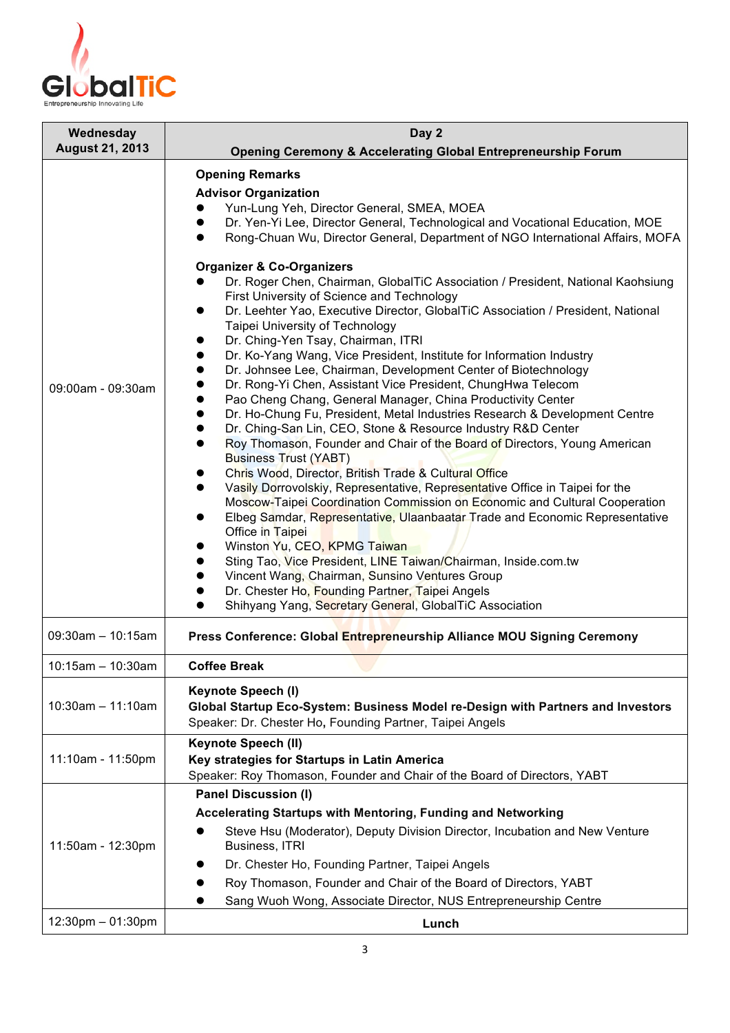| Wednesday August 21, 2013 | Day 2 Opening Ceremony & Accelerating Global Entrepreneurship Forum |
|---|---|
| 09:00am - 09:30am | **Opening Remarks**<br>**Advisor Organization**<br>● Yun-Lung Yeh, Director General, SMEA, MOEA<br>● Dr. Yen-Yi Lee, Director General, Technological and Vocational Education, MOE<br>● Rong-Chuan Wu, Director General, Department of NGO International Affairs, MOFA<br><br>**Organizer & Co-Organizers**<br>● Dr. Roger Chen, Chairman, GlobalTiC Association / President, National Kaohsiung First University of Science and Technology<br>● Dr. Leehter Yao, Executive Director, GlobalTiC Association / President, National Taipei University of Technology<br>● Dr. Ching-Yen Tsay, Chairman, ITRI<br>● Dr. Ko-Yang Wang, Vice President, Institute for Information Industry<br>● Dr. Johnsee Lee, Chairman, Development Center of Biotechnology<br>● Dr. Rong-Yi Chen, Assistant Vice President, ChungHwa Telecom<br>● Pao Cheng Chang, General Manager, China Productivity Center<br>● Dr. Ho-Chung Fu, President, Metal Industries Research & Development Centre<br>● Dr. Ching-San Lin, CEO, Stone & Resource Industry R&D Center<br>● Roy Thomason, Founder and Chair of the Board of Directors, Young American Business Trust (YABT)<br>● Chris Wood, Director, British Trade & Cultural Office<br>● Vasily Dorrovolskiy, Representative, Representative Office in Taipei for the Moscow-Taipei Coordination Commission on Economic and Cultural Cooperation<br>● Elbeg Samdar, Representative, Ulaanbaatar Trade and Economic Representative Office in Taipei<br>● Winston Yu, CEO, KPMG Taiwan<br>● Sting Tao, Vice President, LINE Taiwan/Chairman, Inside.com.tw<br>● Vincent Wang, Chairman, Sunsino Ventures Group<br>● Dr. Chester Ho, Founding Partner, Taipei Angels<br>● Shihyang Yang, Secretary General, GlobalTiC Association |
| 09:30am – 10:15am | **Press Conference: Global Entrepreneurship Alliance MOU Signing Ceremony** |
| 10:15am – 10:30am | **Coffee Break** |
| 10:30am – 11:10am | **Keynote Speech (I)**<br>**Global Startup Eco-System: Business Model re-Design with Partners and Investors**<br>Speaker: Dr. Chester Ho, Founding Partner, Taipei Angels |
| 11:10am - 11:50pm | **Keynote Speech (II)**<br>**Key strategies for Startups in Latin America**<br>Speaker: Roy Thomason, Founder and Chair of the Board of Directors, YABT |
| 11:50am - 12:30pm | **Panel Discussion (I)**<br>**Accelerating Startups with Mentoring, Funding and Networking**<br>● Steve Hsu (Moderator), Deputy Division Director, Incubation and New Venture Business, ITRI<br>● Dr. Chester Ho, Founding Partner, Taipei Angels<br>● Roy Thomason, Founder and Chair of the Board of Directors, YABT<br>● Sang Wuoh Wong, Associate Director, NUS Entrepreneurship Centre |
| 12:30pm – 01:30pm | **Lunch** |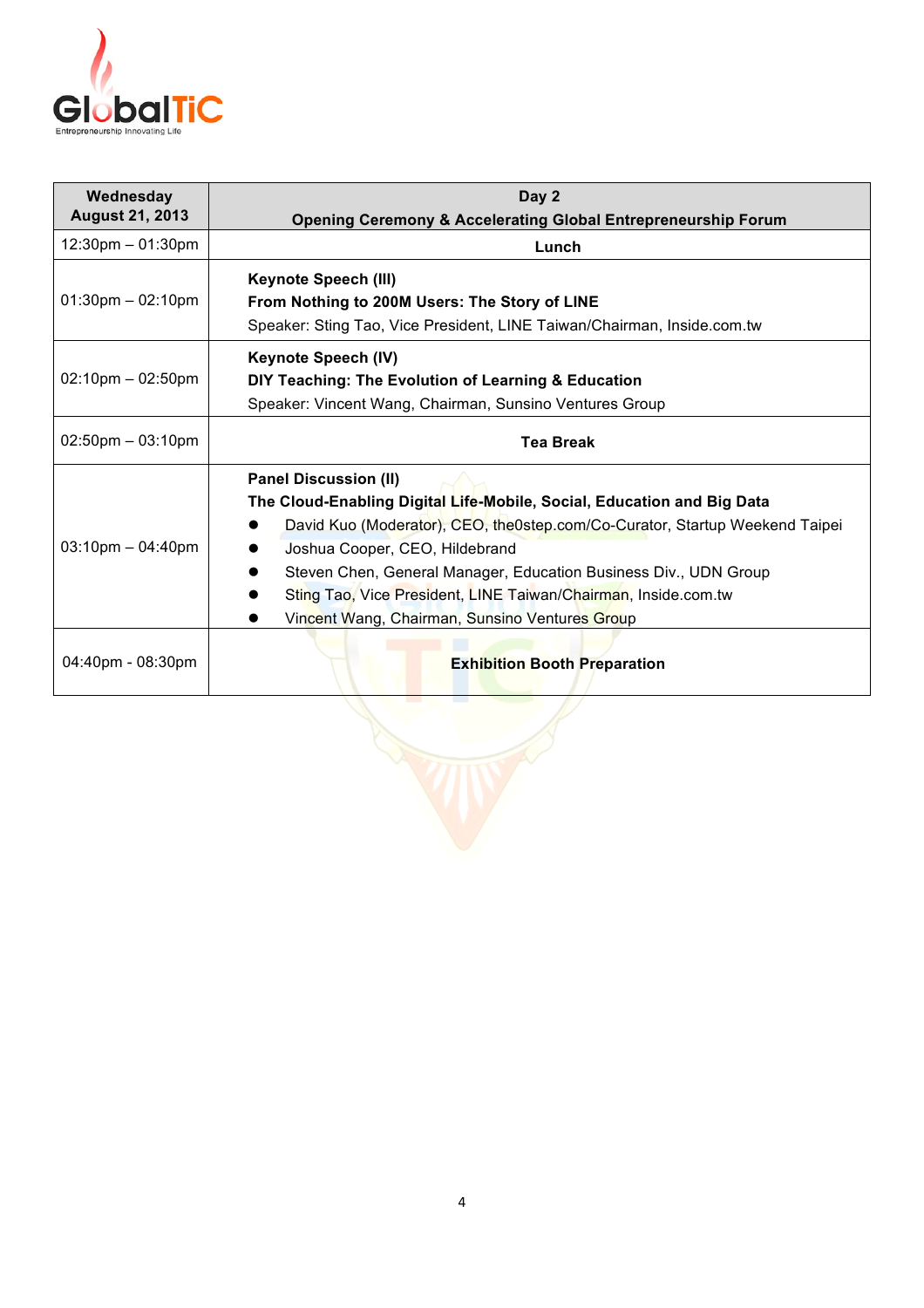GlobalTiC
Entrepreneurship Innovating Life

| Wednesday August 21, 2013 | Day 2 Opening Ceremony & Accelerating Global Entrepreneurship Forum |
|---|---|
| 12:30pm – 01:30pm | **Lunch** |
| 01:30pm – 02:10pm | **Keynote Speech (III)**<br>**From Nothing to 200M Users: The Story of LINE**<br>Speaker: Sting Tao, Vice President, LINE Taiwan/Chairman, Inside.com.tw |
| 02:10pm – 02:50pm | **Keynote Speech (IV)**<br>**DIY Teaching: The Evolution of Learning & Education**<br>Speaker: Vincent Wang, Chairman, Sunsino Ventures Group |
| 02:50pm – 03:10pm | **Tea Break** |
| 03:10pm – 04:40pm | **Panel Discussion (II)**<br>**The Cloud-Enabling Digital Life-Mobile, Social, Education and Big Data**<br>● David Kuo (Moderator), CEO, the0step.com/Co-Curator, Startup Weekend Taipei<br>● Joshua Cooper, CEO, Hildebrand<br>● Steven Chen, General Manager, Education Business Div., UDN Group<br>● Sting Tao, Vice President, LINE Taiwan/Chairman, Inside.com.tw<br>● Vincent Wang, Chairman, Sunsino Ventures Group |
| 04:40pm - 08:30pm | **Exhibition Booth Preparation** |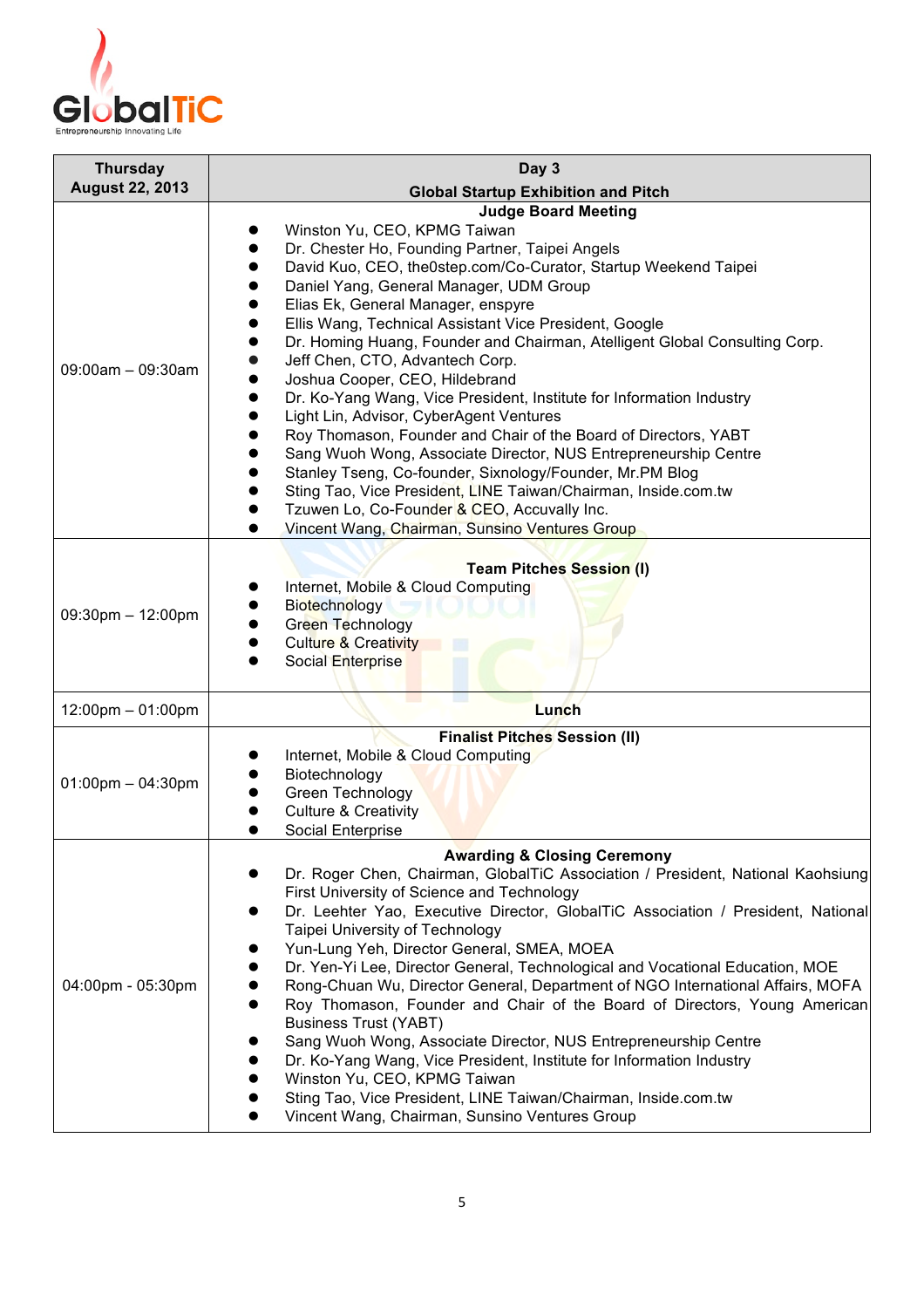| Thursday August 22, 2013 | Day 3 Global Startup Exhibition and Pitch |
| --- | --- |
| 09:00am – 09:30am | **Judge Board Meeting**<br>• Winston Yu, CEO, KPMG Taiwan<br>• Dr. Chester Ho, Founding Partner, Taipei Angels<br>• David Kuo, CEO, the0step.com/Co-Curator, Startup Weekend Taipei<br>• Daniel Yang, General Manager, UDM Group<br>• Elias Ek, General Manager, enspyre<br>• Ellis Wang, Technical Assistant Vice President, Google<br>• Dr. Homing Huang, Founder and Chairman, Atelligent Global Consulting Corp.<br>• Jeff Chen, CTO, Advantech Corp.<br>• Joshua Cooper, CEO, Hildebrand<br>• Dr. Ko-Yang Wang, Vice President, Institute for Information Industry<br>• Light Lin, Advisor, CyberAgent Ventures<br>• Roy Thomason, Founder and Chair of the Board of Directors, YABT<br>• Sang Wuoh Wong, Associate Director, NUS Entrepreneurship Centre<br>• Stanley Tseng, Co-founder, Sixnology/Founder, Mr.PM Blog<br>• Sting Tao, Vice President, LINE Taiwan/Chairman, Inside.com.tw<br>• Tzuwen Lo, Co-Founder & CEO, Accuvally Inc.<br>• Vincent Wang, Chairman, Sunsino Ventures Group |
| 09:30pm – 12:00pm | **Team Pitches Session (I)**<br>• Internet, Mobile & Cloud Computing<br>• Biotechnology<br>• Green Technology<br>• Culture & Creativity<br>• Social Enterprise |
| 12:00pm – 01:00pm | **Lunch** |
| 01:00pm – 04:30pm | **Finalist Pitches Session (II)**<br>• Internet, Mobile & Cloud Computing<br>• Biotechnology<br>• Green Technology<br>• Culture & Creativity<br>• Social Enterprise |
| 04:00pm - 05:30pm | **Awarding & Closing Ceremony**<br>• Dr. Roger Chen, Chairman, GlobalTiC Association / President, National Kaohsiung First University of Science and Technology<br>• Dr. Leehter Yao, Executive Director, GlobalTiC Association / President, National Taipei University of Technology<br>• Yun-Lung Yeh, Director General, SMEA, MOEA<br>• Dr. Yen-Yi Lee, Director General, Technological and Vocational Education, MOE<br>• Rong-Chuan Wu, Director General, Department of NGO International Affairs, MOFA<br>• Roy Thomason, Founder and Chair of the Board of Directors, Young American Business Trust (YABT)<br>• Sang Wuoh Wong, Associate Director, NUS Entrepreneurship Centre<br>• Dr. Ko-Yang Wang, Vice President, Institute for Information Industry<br>• Winston Yu, CEO, KPMG Taiwan<br>• Sting Tao, Vice President, LINE Taiwan/Chairman, Inside.com.tw<br>• Vincent Wang, Chairman, Sunsino Ventures Group |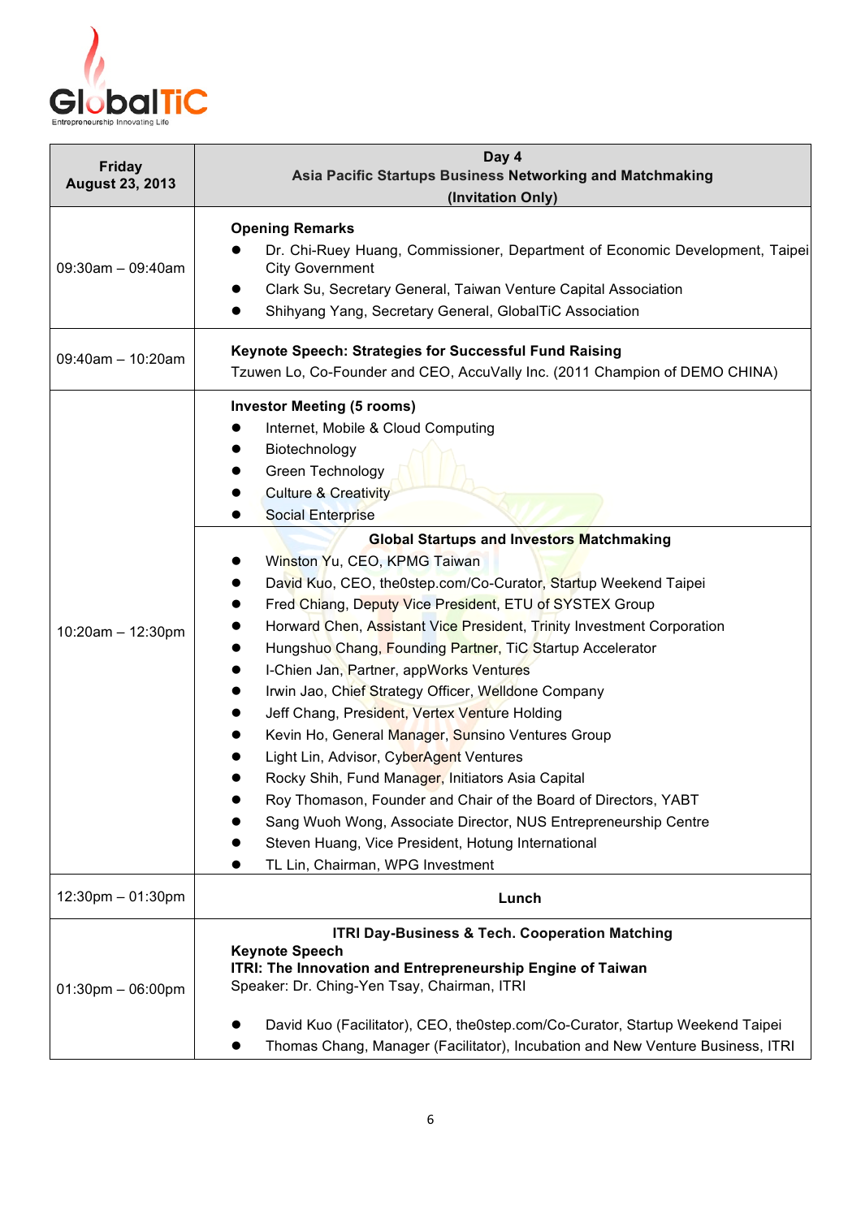GlobalTiC
Entrepreneurship Innovating Life

| Friday August 23, 2013 | Day 4 Asia Pacific Startups Business Networking and Matchmaking (Invitation Only) |
|---|---|
| 09:30am – 09:40am | **Opening Remarks**<br>● Dr. Chi-Ruey Huang, Commissioner, Department of Economic Development, Taipei City Government<br>● Clark Su, Secretary General, Taiwan Venture Capital Association<br>● Shihyang Yang, Secretary General, GlobalTiC Association |
| 09:40am – 10:20am | **Keynote Speech: Strategies for Successful Fund Raising**<br>Tzuwen Lo, Co-Founder and CEO, AccuVally Inc. (2011 Champion of DEMO CHINA) |
| 10:20am – 12:30pm | **Investor Meeting (5 rooms)**<br>● Internet, Mobile & Cloud Computing<br>● Biotechnology<br>● Green Technology<br>● Culture & Creativity<br>● Social Enterprise |
| | **Global Startups and Investors Matchmaking**<br>● Winston Yu, CEO, KPMG Taiwan<br>● David Kuo, CEO, the0step.com/Co-Curator, Startup Weekend Taipei<br>● Fred Chiang, Deputy Vice President, ETU of SYSTEX Group<br>● Horward Chen, Assistant Vice President, Trinity Investment Corporation<br>● Hungshuo Chang, Founding Partner, TiC Startup Accelerator<br>● I-Chien Jan, Partner, appWorks Ventures<br>● Irwin Jao, Chief Strategy Officer, Welldone Company<br>● Jeff Chang, President, Vertex Venture Holding<br>● Kevin Ho, General Manager, Sunsino Ventures Group<br>● Light Lin, Advisor, CyberAgent Ventures<br>● Rocky Shih, Fund Manager, Initiators Asia Capital<br>● Roy Thomason, Founder and Chair of the Board of Directors, YABT<br>● Sang Wuoh Wong, Associate Director, NUS Entrepreneurship Centre<br>● Steven Huang, Vice President, Hotung International<br>● TL Lin, Chairman, WPG Investment |
| 12:30pm – 01:30pm | **Lunch** |
| 01:30pm – 06:00pm | **ITRI Day-Business & Tech. Cooperation Matching**<br>**Keynote Speech**<br>**ITRI: The Innovation and Entrepreneurship Engine of Taiwan**<br>Speaker: Dr. Ching-Yen Tsay, Chairman, ITRI<br><br>● David Kuo (Facilitator), CEO, the0step.com/Co-Curator, Startup Weekend Taipei<br>● Thomas Chang, Manager (Facilitator), Incubation and New Venture Business, ITRI |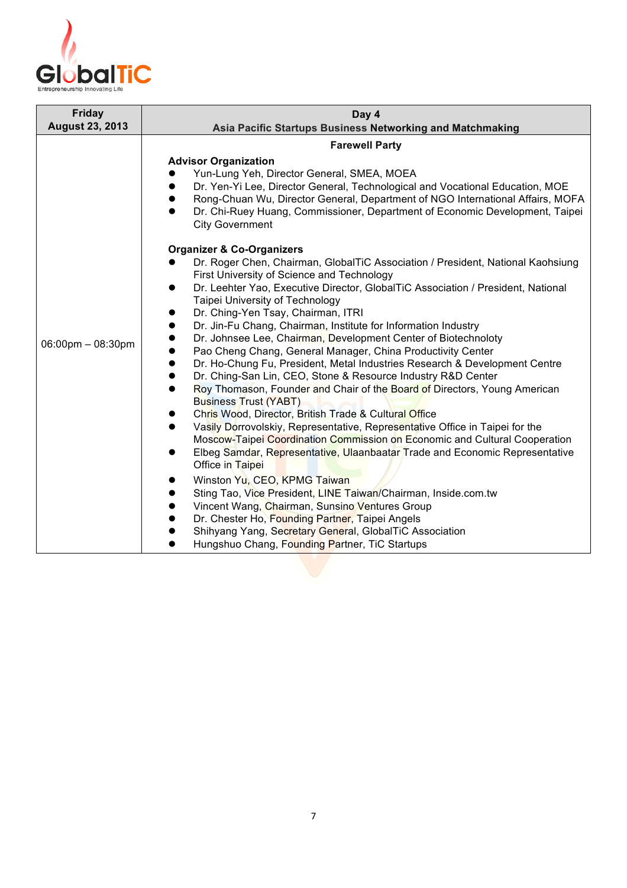| Friday<br>August 23, 2013 | Day 4<br>Asia Pacific Startups Business Networking and Matchmaking |
|---|---|
| 06:00pm – 08:30pm | **Farewell Party**<br><br>**Advisor Organization**<br>● Yun-Lung Yeh, Director General, SMEA, MOEA<br>● Dr. Yen-Yi Lee, Director General, Technological and Vocational Education, MOE<br>● Rong-Chuan Wu, Director General, Department of NGO International Affairs, MOFA<br>● Dr. Chi-Ruey Huang, Commissioner, Department of Economic Development, Taipei City Government<br><br>**Organizer & Co-Organizers**<br>● Dr. Roger Chen, Chairman, GlobalTiC Association / President, National Kaohsiung First University of Science and Technology<br>● Dr. Leehter Yao, Executive Director, GlobalTiC Association / President, National Taipei University of Technology<br>● Dr. Ching-Yen Tsay, Chairman, ITRI<br>● Dr. Jin-Fu Chang, Chairman, Institute for Information Industry<br>● Dr. Johnsee Lee, Chairman, Development Center of Biotechnoloty<br>● Pao Cheng Chang, General Manager, China Productivity Center<br>● Dr. Ho-Chung Fu, President, Metal Industries Research & Development Centre<br>● Dr. Ching-San Lin, CEO, Stone & Resource Industry R&D Center<br>● Roy Thomason, Founder and Chair of the Board of Directors, Young American Business Trust (YABT)<br>● Chris Wood, Director, British Trade & Cultural Office<br>● Vasily Dorrovolskiy, Representative, Representative Office in Taipei for the Moscow-Taipei Coordination Commission on Economic and Cultural Cooperation<br>● Elbeg Samdar, Representative, Ulaanbaatar Trade and Economic Representative Office in Taipei<br>● Winston Yu, CEO, KPMG Taiwan<br>● Sting Tao, Vice President, LINE Taiwan/Chairman, Inside.com.tw<br>● Vincent Wang, Chairman, Sunsino Ventures Group<br>● Dr. Chester Ho, Founding Partner, Taipei Angels<br>● Shihyang Yang, Secretary General, GlobalTiC Association<br>● Hungshuo Chang, Founding Partner, TiC Startups |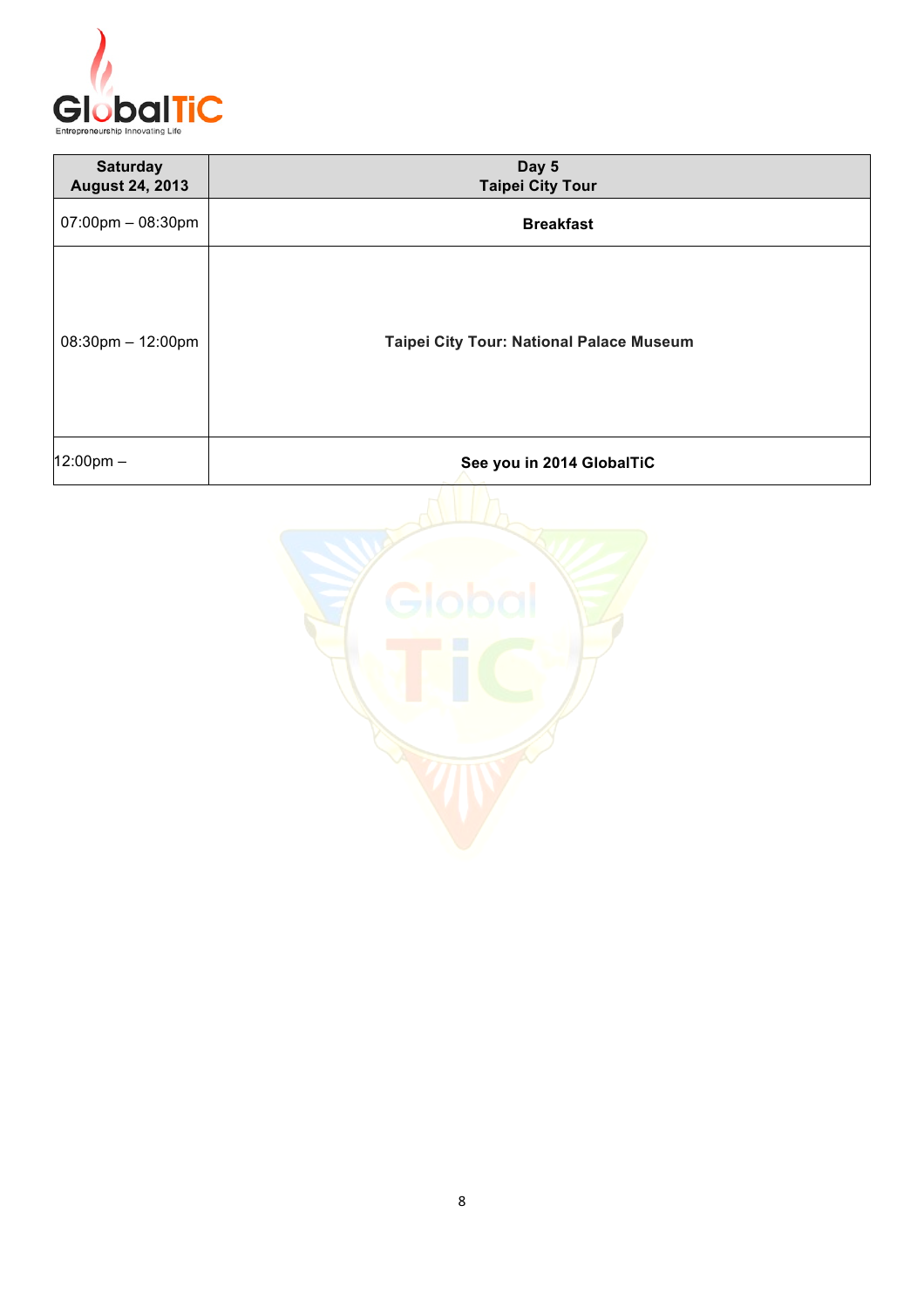| Saturday<br>August 24, 2013 | Day 5<br>Taipei City Tour |
|---|---|
| 07:00pm – 08:30pm | **Breakfast** |
| 08:30pm – 12:00pm | **Taipei City Tour: National Palace Museum** |
| 12:00pm – | **See you in 2014 GlobalTiC** |